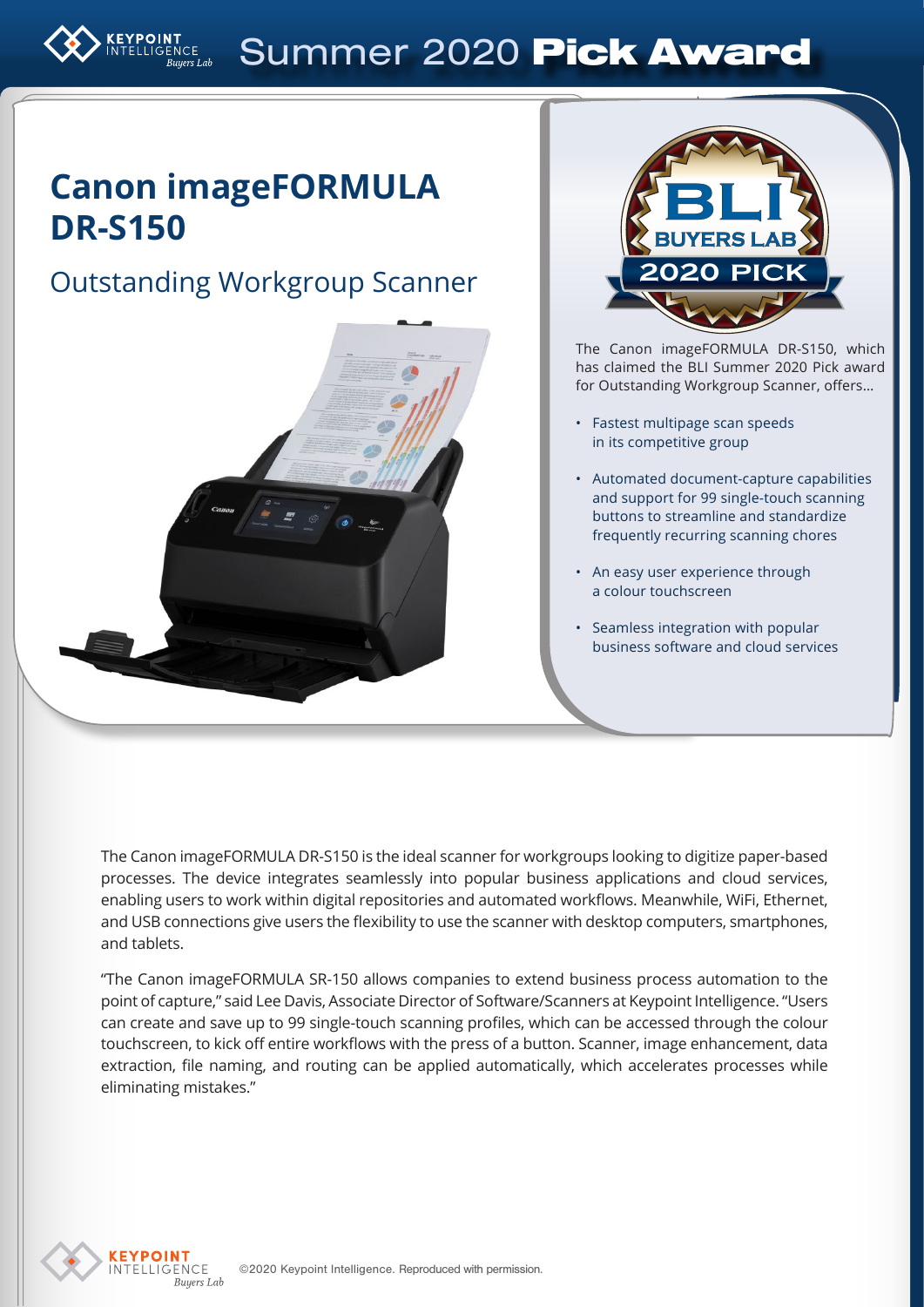# Summer 2020 Pick Award

## Canon imageFORMULA DR-S150

### Outstanding Workgroup Scanner

The Canon imageFORMULA DR-S150, which has claimed the BLI Summer 2020 Pick award for Outstanding Workgroup Scanner, offers...

- Fastest multipage scan speeds in its competitive group
- Automated document-capture capabilities and support for 99 single-touch scanning buttons to streamline and standardize frequently recurring scanning chores
- An easy user experience through a colour touchscreen
- Seamless integration with popular business software and cloud services

The Canon imageFORMULA DR-S150 is the ideal scanner for workgroups looking to digitize paper-based processes. The device integrates seamlessly into popular business applications and cloud services, enabling users to work within digital repositories and automated workflows. Meanwhile, WiFi, Ethernet, and USB connections give users the flexibility to use the scanner with desktop computers, smartphones, and tablets.

"The Canon imageFORMULA SR-150 allows companies to extend business process automation to the point of capture," said Lee Davis, Associate Director of Software/Scanners at Keypoint Intelligence. "Users can create and save up to 99 single-touch scanning profiles, which can be accessed through the colour touchscreen, to kick off entire workflows with the press of a button. Scanner, image enhancement, data extraction, file naming, and routing can be applied automatically, which accelerates processes while eliminating mistakes."

©2020 Keypoint Intelligence. Reproduced with permission.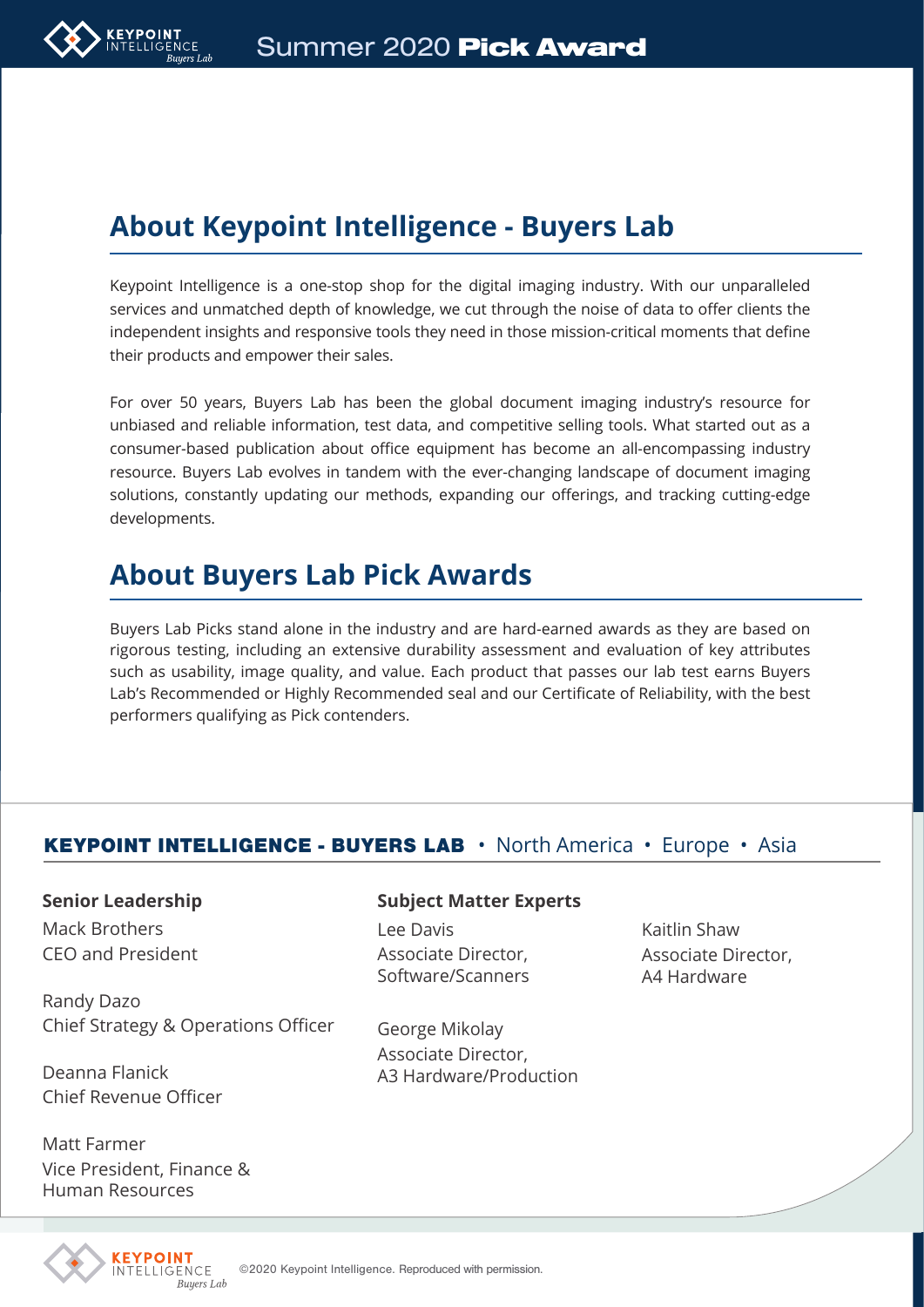## About Keypoint Intelligence - Buyers Lab

Keypoint Intelligence is a one-stop shop for the digital imaging industry. With our unparalleled services and unmatched depth of knowledge, we cut through the noise of data to offer clients the independent insights and responsive tools they need in those mission-critical moments that define their products and empower their sales.

For over 50 years, Buyers Lab has been the global document imaging industry's resource for unbiased and reliable information, test data, and competitive selling tools. What started out as a consumer-based publication about office equipment has become an all-encompassing industry resource. Buyers Lab evolves in tandem with the ever-changing landscape of document imaging solutions, constantly updating our methods, expanding our offerings, and tracking cutting-edge developments.

## About Buyers Lab Pick Awards

Buyers Lab Picks stand alone in the industry and are hard-earned awards as they are based on rigorous testing, including an extensive durability assessment and evaluation of key attributes such as usability, image quality, and value. Each product that passes our lab test earns Buyers Lab's Recommended or Highly Recommended seal and our Certificate of Reliability, with the best performers qualifying as Pick contenders.

**KEYPOINT INTELLIGENCE - BUYERS LAB** • North America • Europe • Asia

**Senior Leadership**

Mack Brothers
CEO and President

Randy Dazo
Chief Strategy & Operations Officer

Deanna Flanick
Chief Revenue Officer

Matt Farmer
Vice President, Finance & Human Resources

**Subject Matter Experts**

Lee Davis
Associate Director, Software/Scanners

George Mikolay
Associate Director, A3 Hardware/Production

Kaitlin Shaw
Associate Director, A4 Hardware

©2020 Keypoint Intelligence. Reproduced with permission.